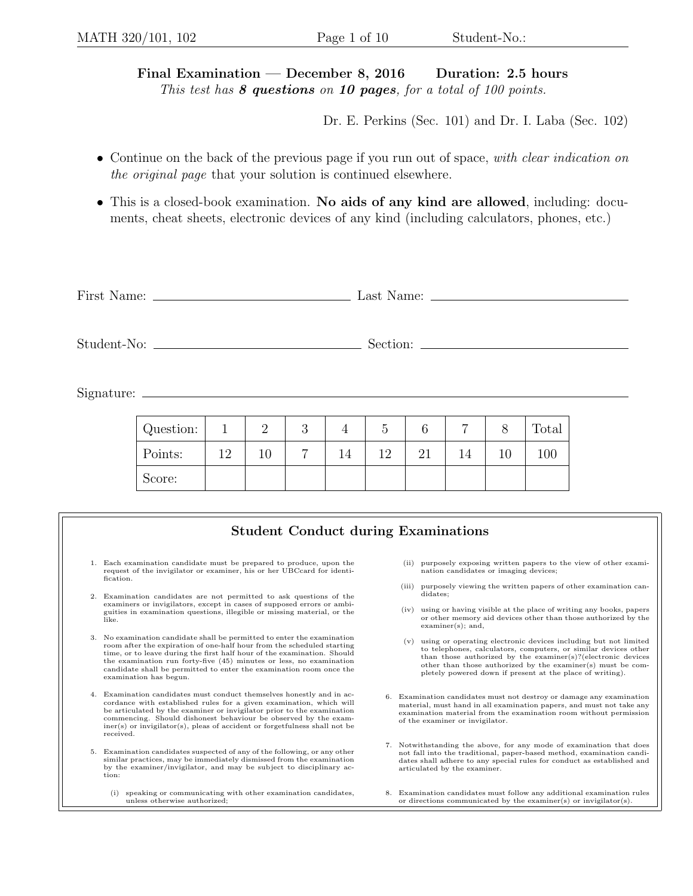**Final Examination — December 8, 2016 Duration: 2.5 hours**

*This test has **8 questions** on **10 pages**, for a total of 100 points.*

Dr. E. Perkins (Sec. 101) and Dr. I. Laba (Sec. 102)

- Continue on the back of the previous page if you run out of space, *with clear indication on the original page* that your solution is continued elsewhere.
- This is a closed-book examination. **No aids of any kind are allowed**, including: documents, cheat sheets, electronic devices of any kind (including calculators, phones, etc.)

First Name: \_\_\_\_\_\_\_\_\_\_\_\_\_\_\_\_ Last Name: \_\_\_\_\_\_\_\_\_\_\_\_\_\_\_\_

Student-No: \_\_\_\_\_\_\_\_\_\_\_\_\_\_\_\_ Section: \_\_\_\_\_\_\_\_\_\_\_\_\_\_\_\_

Signature: \_\_\_\_\_\_\_\_\_\_\_\_\_\_\_\_\_\_\_\_\_\_\_\_\_\_\_\_\_\_\_\_

| Question: | 1 | 2 | 3 | 4 | 5 | 6 | 7 | 8 | Total |
|---|---|---|---|---|---|---|---|---|---|
| Points: | 12 | 10 | 7 | 14 | 12 | 21 | 14 | 10 | 100 |
| Score: | | | | | | | | | |

## Student Conduct during Examinations

1. Each examination candidate must be prepared to produce, upon the request of the invigilator or examiner, his or her UBCcard for identification.
2. Examination candidates are not permitted to ask questions of the examiners or invigilators, except in cases of supposed errors or ambiguities in examination questions, illegible or missing material, or the like.
3. No examination candidate shall be permitted to enter the examination room after the expiration of one-half hour from the scheduled starting time, or to leave during the first half hour of the examination. Should the examination run forty-five (45) minutes or less, no examination candidate shall be permitted to enter the examination room once the examination has begun.
4. Examination candidates must conduct themselves honestly and in accordance with established rules for a given examination, which will be articulated by the examiner or invigilator prior to the examination commencing. Should dishonest behaviour be observed by the examiner(s) or invigilator(s), pleas of accident or forgetfulness shall not be received.
5. Examination candidates suspected of any of the following, or any other similar practices, may be immediately dismissed from the examination by the examiner/invigilator, and may be subject to disciplinary action:
   - (i) speaking or communicating with other examination candidates, unless otherwise authorized;
   - (ii) purposely exposing written papers to the view of other examination candidates or imaging devices;
   - (iii) purposely viewing the written papers of other examination candidates;
   - (iv) using or having visible at the place of writing any books, papers or other memory aid devices other than those authorized by the examiner(s); and,
   - (v) using or operating electronic devices including but not limited to telephones, calculators, computers, or similar devices other than those authorized by the examiner(s)?(electronic devices other than those authorized by the examiner(s) must be completely powered down if present at the place of writing).
6. Examination candidates must not destroy or damage any examination material, must hand in all examination papers, and must not take any examination material from the examination room without permission of the examiner or invigilator.
7. Notwithstanding the above, for any mode of examination that does not fall into the traditional, paper-based method, examination candidates shall adhere to any special rules for conduct as established and articulated by the examiner.
8. Examination candidates must follow any additional examination rules or directions communicated by the examiner(s) or invigilator(s).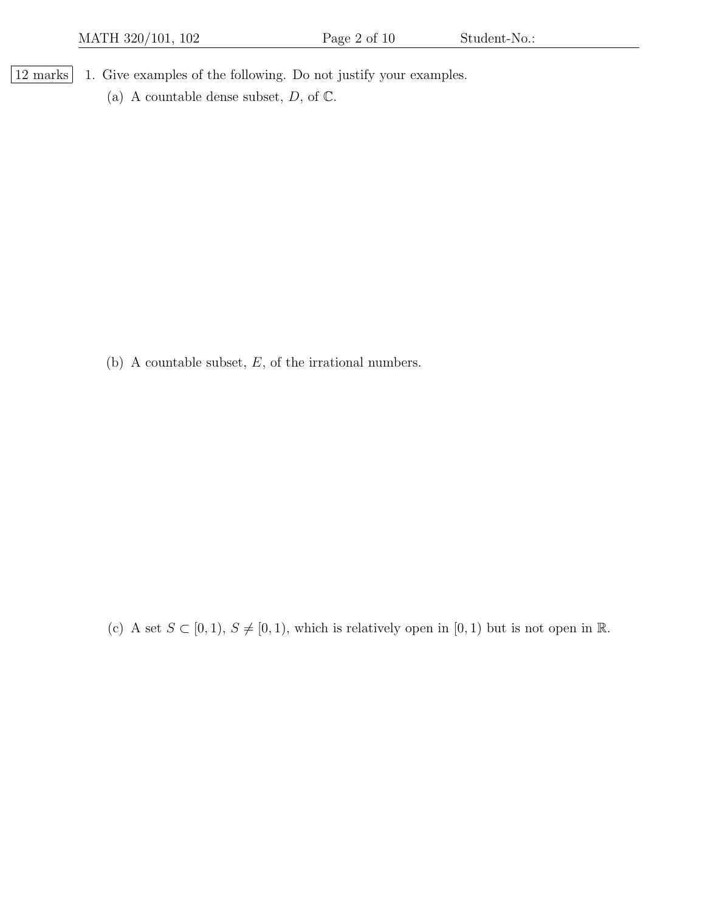12 marks

1. Give examples of the following. Do not justify your examples.

   (a) A countable dense subset, $D$, of $\mathbb{C}$.

   (b) A countable subset, $E$, of the irrational numbers.

   (c) A set $S \subset [0, 1)$, $S \neq [0, 1)$, which is relatively open in $[0, 1)$ but is not open in $\mathbb{R}$.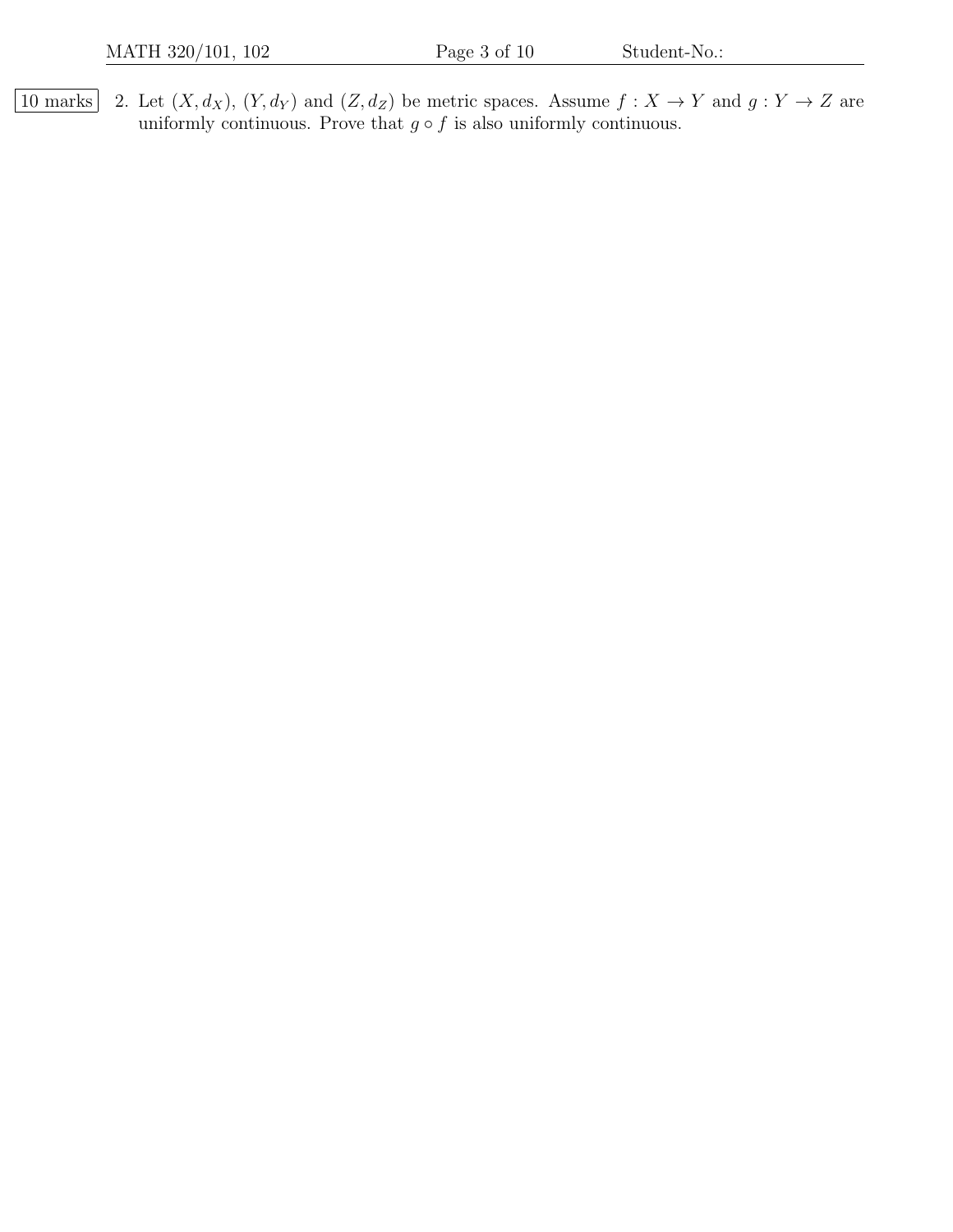10 marks 2. Let $(X, d_X)$, $(Y, d_Y)$ and $(Z, d_Z)$ be metric spaces. Assume $f : X \to Y$ and $g : Y \to Z$ are uniformly continuous. Prove that $g \circ f$ is also uniformly continuous.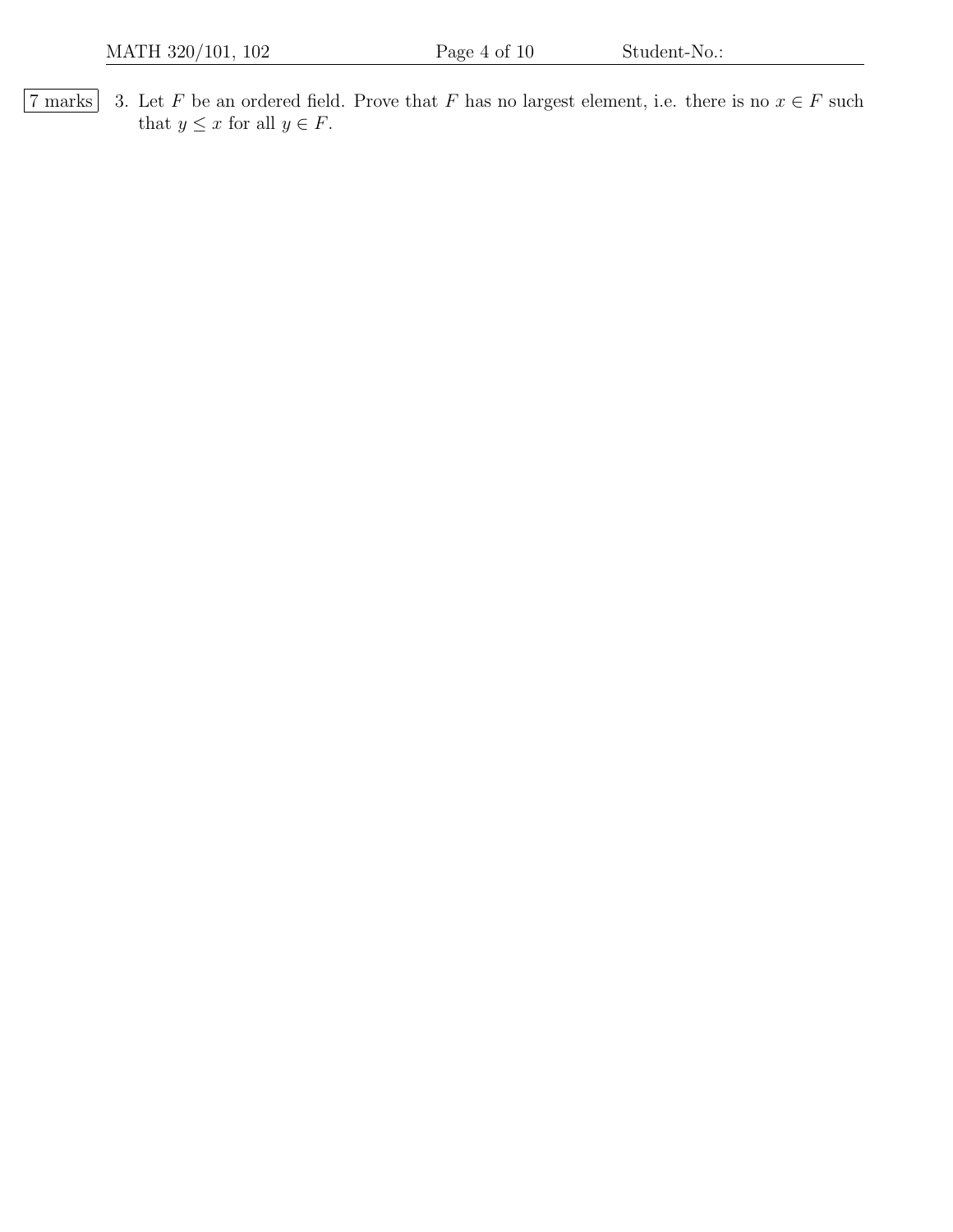7 marks

3. Let $F$ be an ordered field. Prove that $F$ has no largest element, i.e. there is no $x \in F$ such that $y \leq x$ for all $y \in F$.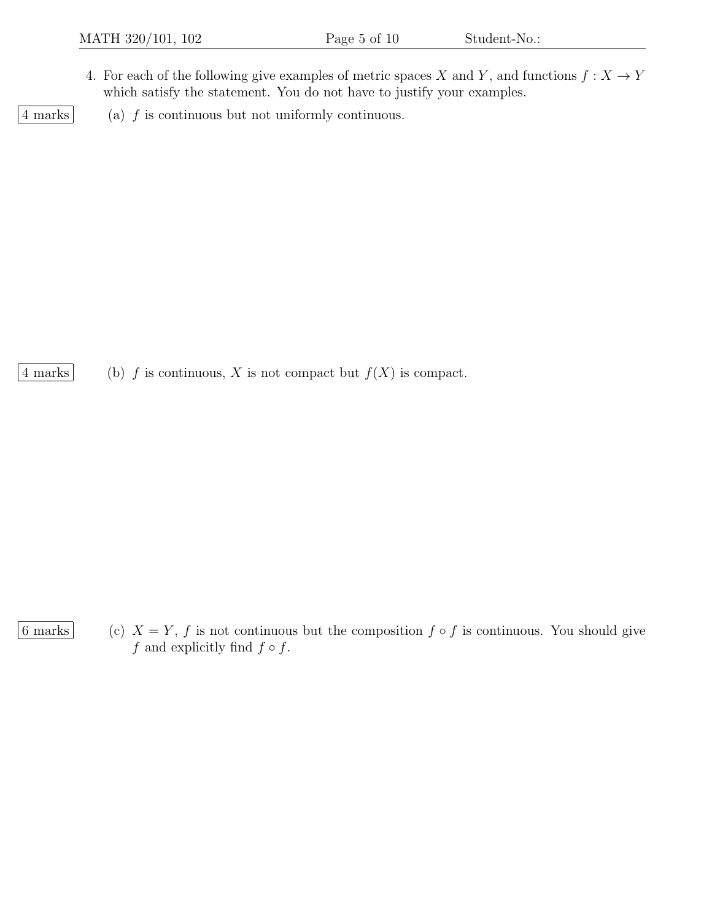4. For each of the following give examples of metric spaces $X$ and $Y$, and functions $f : X \to Y$ which satisfy the statement. You do not have to justify your examples.

4 marks (a) $f$ is continuous but not uniformly continuous.

4 marks (b) $f$ is continuous, $X$ is not compact but $f(X)$ is compact.

6 marks (c) $X = Y$, $f$ is not continuous but the composition $f \circ f$ is continuous. You should give $f$ and explicitly find $f \circ f$.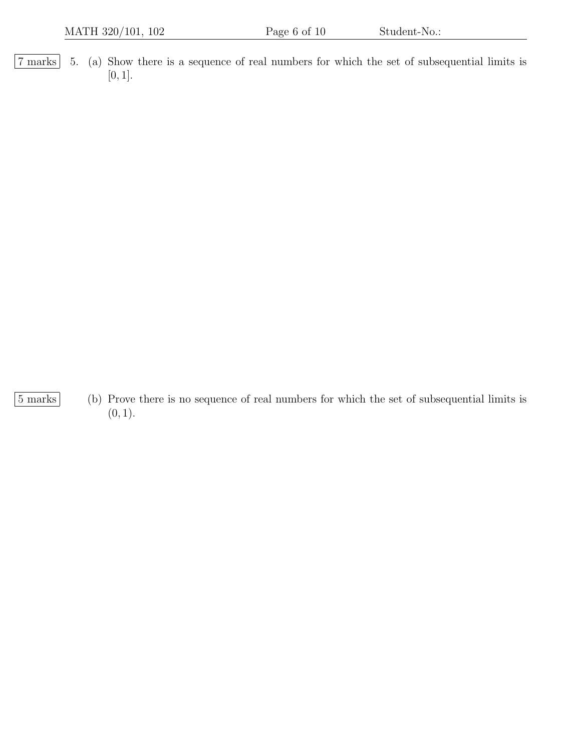7 marks

5. (a) Show there is a sequence of real numbers for which the set of subsequential limits is $[0, 1]$.

5 marks

(b) Prove there is no sequence of real numbers for which the set of subsequential limits is $(0, 1)$.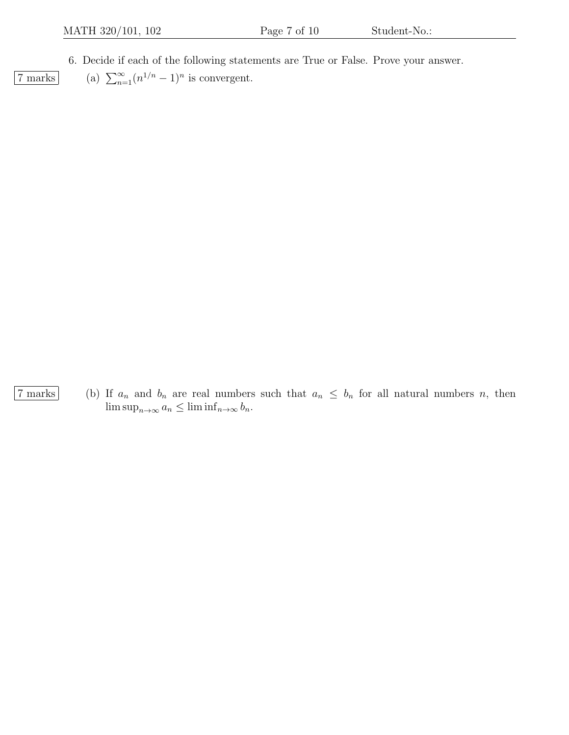6. Decide if each of the following statements are True or False. Prove your answer.

7 marks

(a) $\sum_{n=1}^{\infty}(n^{1/n} - 1)^n$ is convergent.

7 marks

(b) If $a_n$ and $b_n$ are real numbers such that $a_n \leq b_n$ for all natural numbers $n$, then $\limsup_{n\to\infty} a_n \leq \liminf_{n\to\infty} b_n$.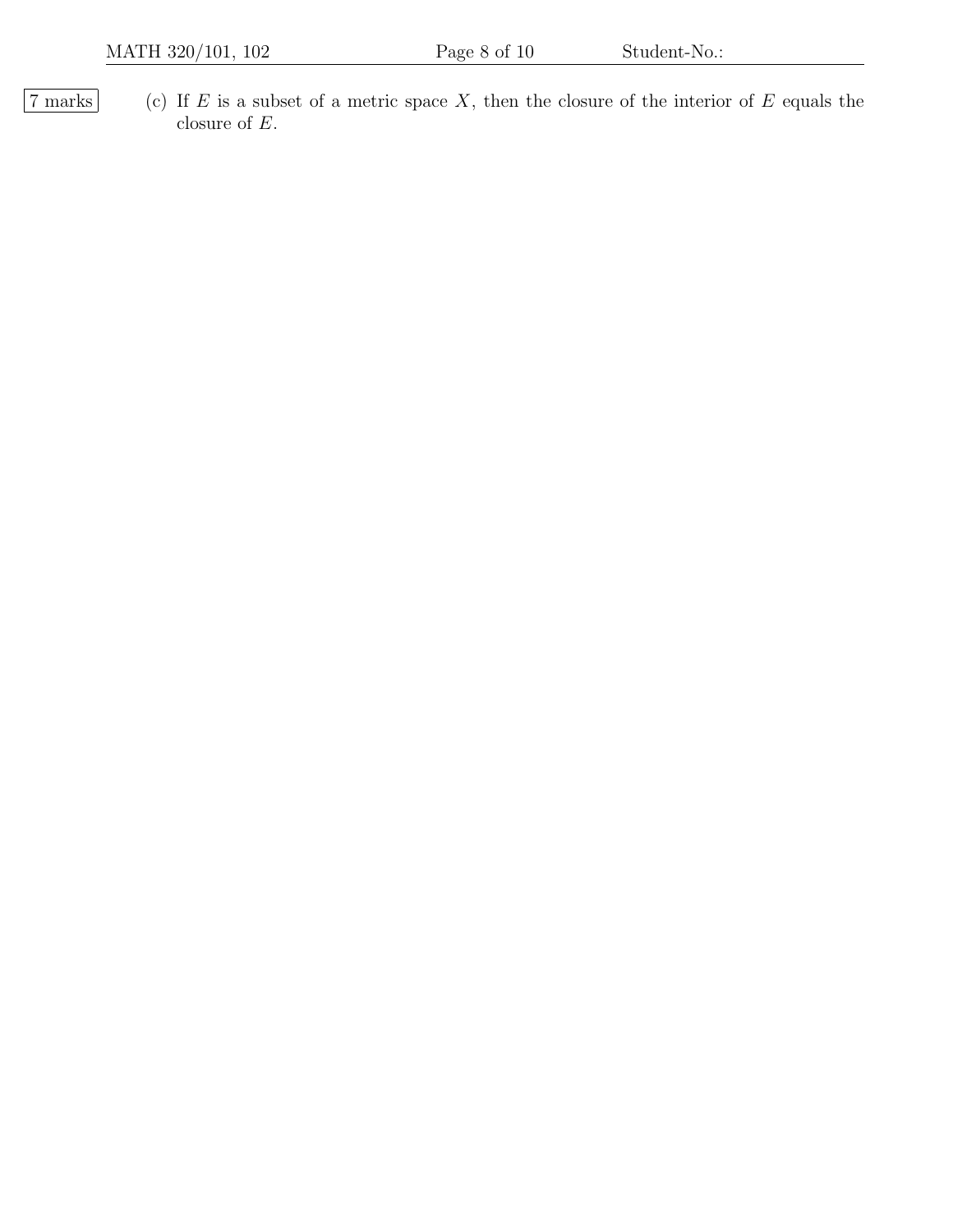7 marks

(c) If $E$ is a subset of a metric space $X$, then the closure of the interior of $E$ equals the closure of $E$.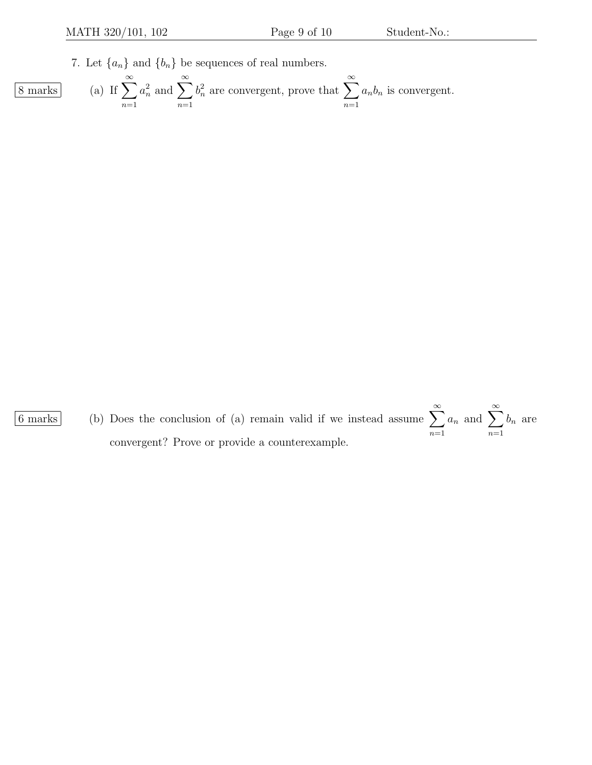7. Let $\{a_n\}$ and $\{b_n\}$ be sequences of real numbers.

**8 marks** (a) If $\displaystyle\sum_{n=1}^{\infty} a_n^2$ and $\displaystyle\sum_{n=1}^{\infty} b_n^2$ are convergent, prove that $\displaystyle\sum_{n=1}^{\infty} a_n b_n$ is convergent.

**6 marks** (b) Does the conclusion of (a) remain valid if we instead assume $\displaystyle\sum_{n=1}^{\infty} a_n$ and $\displaystyle\sum_{n=1}^{\infty} b_n$ are convergent? Prove or provide a counterexample.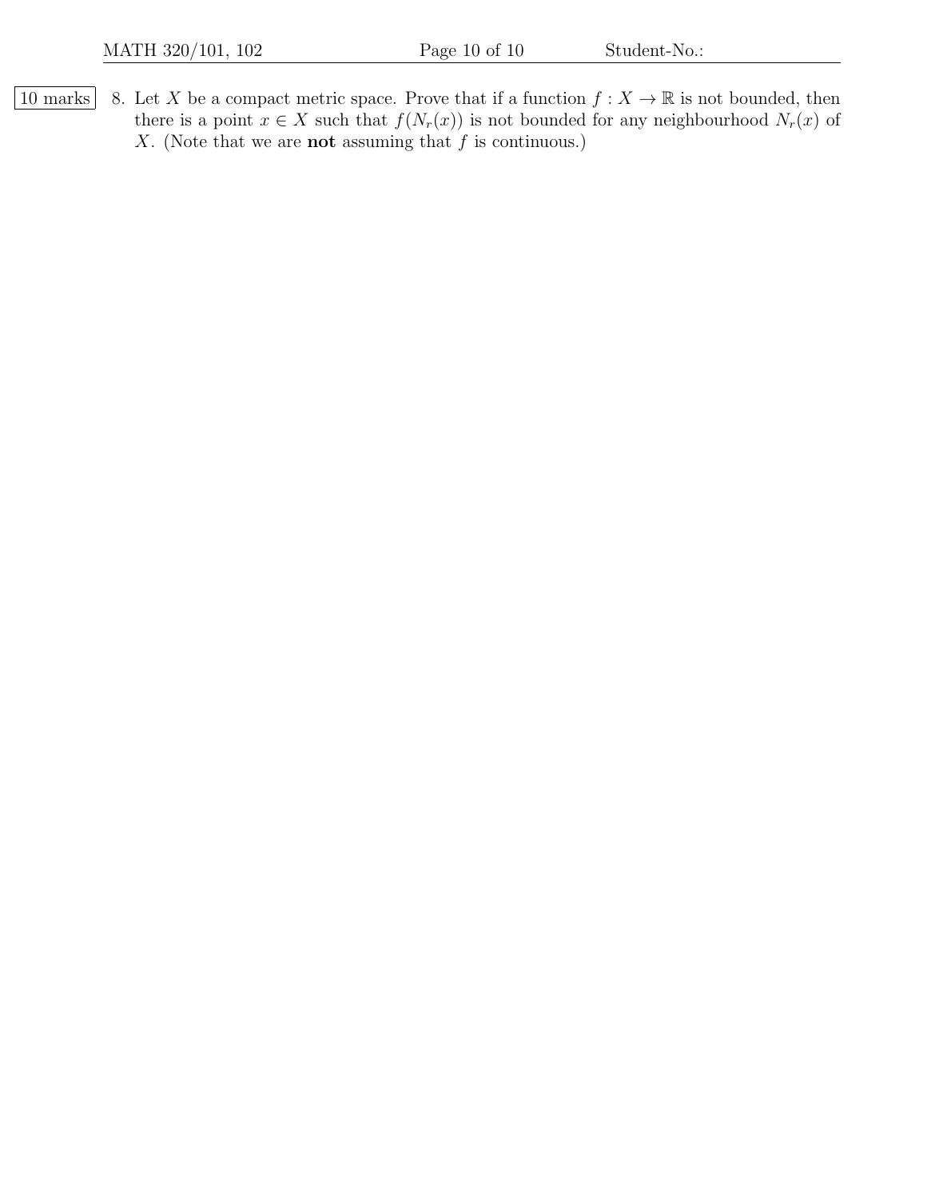10 marks

8. Let $X$ be a compact metric space. Prove that if a function $f : X \to \mathbb{R}$ is not bounded, then there is a point $x \in X$ such that $f(N_r(x))$ is not bounded for any neighbourhood $N_r(x)$ of $X$. (Note that we are **not** assuming that $f$ is continuous.)